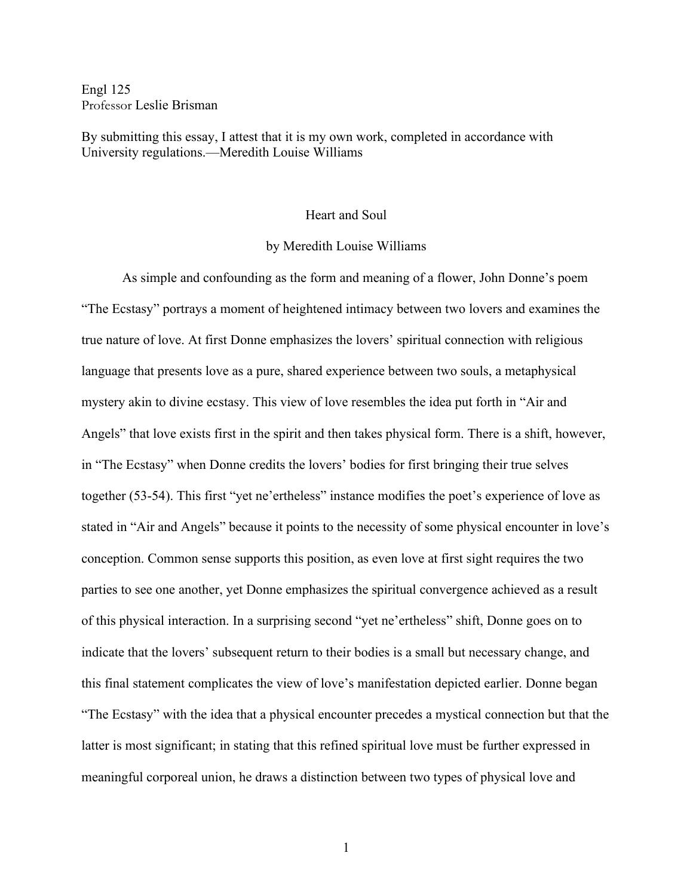Engl 125
Professor Leslie Brisman

By submitting this essay, I attest that it is my own work, completed in accordance with University regulations.—Meredith Louise Williams

# Heart and Soul

by Meredith Louise Williams

As simple and confounding as the form and meaning of a flower, John Donne's poem "The Ecstasy" portrays a moment of heightened intimacy between two lovers and examines the true nature of love. At first Donne emphasizes the lovers' spiritual connection with religious language that presents love as a pure, shared experience between two souls, a metaphysical mystery akin to divine ecstasy. This view of love resembles the idea put forth in "Air and Angels" that love exists first in the spirit and then takes physical form. There is a shift, however, in "The Ecstasy" when Donne credits the lovers' bodies for first bringing their true selves together (53-54). This first "yet ne'ertheless" instance modifies the poet's experience of love as stated in "Air and Angels" because it points to the necessity of some physical encounter in love's conception. Common sense supports this position, as even love at first sight requires the two parties to see one another, yet Donne emphasizes the spiritual convergence achieved as a result of this physical interaction. In a surprising second "yet ne'ertheless" shift, Donne goes on to indicate that the lovers' subsequent return to their bodies is a small but necessary change, and this final statement complicates the view of love's manifestation depicted earlier. Donne began "The Ecstasy" with the idea that a physical encounter precedes a mystical connection but that the latter is most significant; in stating that this refined spiritual love must be further expressed in meaningful corporeal union, he draws a distinction between two types of physical love and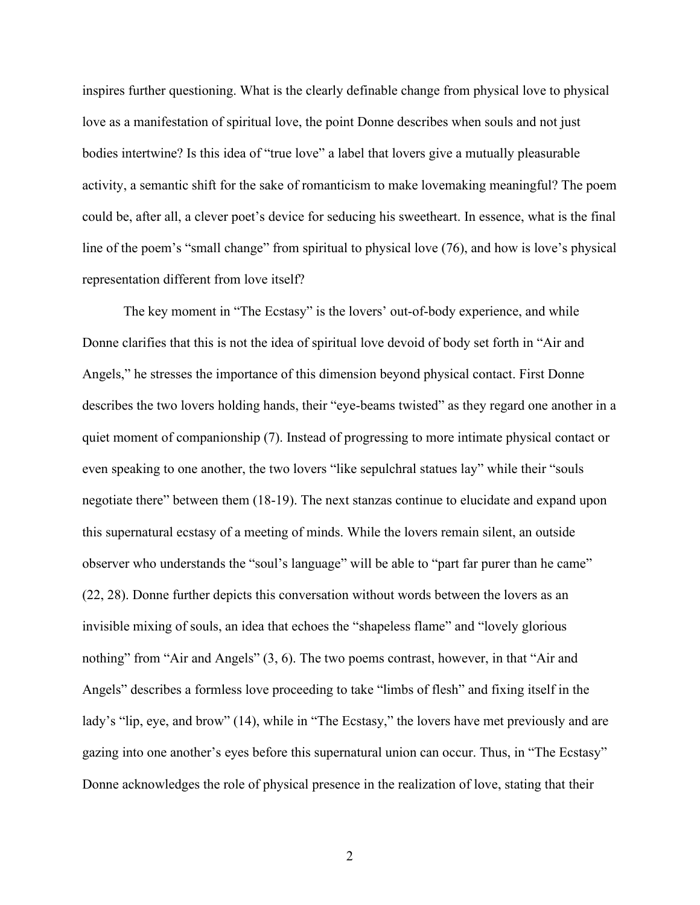inspires further questioning. What is the clearly definable change from physical love to physical love as a manifestation of spiritual love, the point Donne describes when souls and not just bodies intertwine? Is this idea of "true love" a label that lovers give a mutually pleasurable activity, a semantic shift for the sake of romanticism to make lovemaking meaningful? The poem could be, after all, a clever poet's device for seducing his sweetheart. In essence, what is the final line of the poem's "small change" from spiritual to physical love (76), and how is love's physical representation different from love itself?

The key moment in "The Ecstasy" is the lovers' out-of-body experience, and while Donne clarifies that this is not the idea of spiritual love devoid of body set forth in "Air and Angels," he stresses the importance of this dimension beyond physical contact. First Donne describes the two lovers holding hands, their "eye-beams twisted" as they regard one another in a quiet moment of companionship (7). Instead of progressing to more intimate physical contact or even speaking to one another, the two lovers "like sepulchral statues lay" while their "souls negotiate there" between them (18-19). The next stanzas continue to elucidate and expand upon this supernatural ecstasy of a meeting of minds. While the lovers remain silent, an outside observer who understands the "soul's language" will be able to "part far purer than he came" (22, 28). Donne further depicts this conversation without words between the lovers as an invisible mixing of souls, an idea that echoes the "shapeless flame" and "lovely glorious nothing" from "Air and Angels" (3, 6). The two poems contrast, however, in that "Air and Angels" describes a formless love proceeding to take "limbs of flesh" and fixing itself in the lady's "lip, eye, and brow" (14), while in "The Ecstasy," the lovers have met previously and are gazing into one another's eyes before this supernatural union can occur. Thus, in "The Ecstasy" Donne acknowledges the role of physical presence in the realization of love, stating that their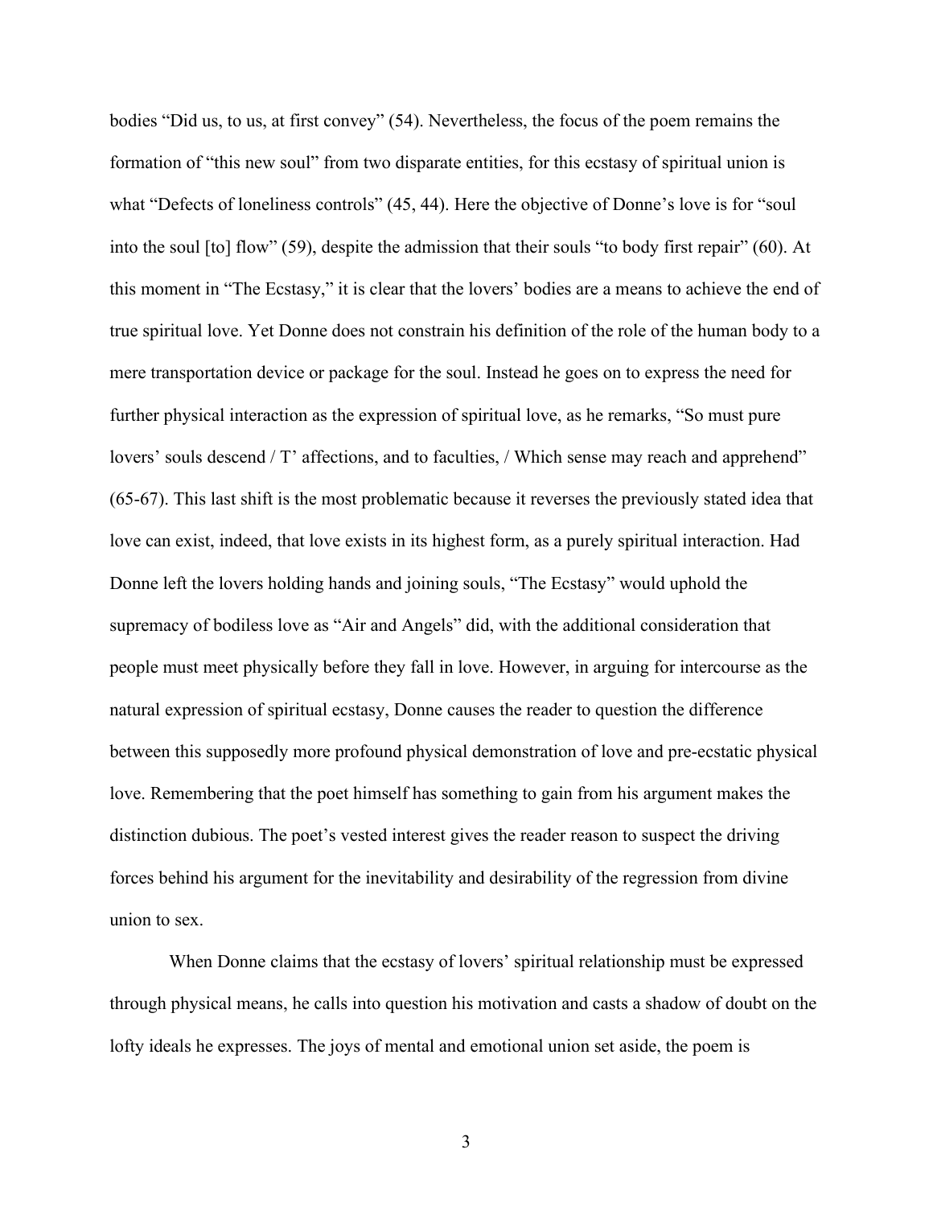bodies "Did us, to us, at first convey" (54). Nevertheless, the focus of the poem remains the formation of "this new soul" from two disparate entities, for this ecstasy of spiritual union is what "Defects of loneliness controls" (45, 44). Here the objective of Donne's love is for "soul into the soul [to] flow" (59), despite the admission that their souls "to body first repair" (60). At this moment in "The Ecstasy," it is clear that the lovers' bodies are a means to achieve the end of true spiritual love. Yet Donne does not constrain his definition of the role of the human body to a mere transportation device or package for the soul. Instead he goes on to express the need for further physical interaction as the expression of spiritual love, as he remarks, "So must pure lovers' souls descend / T' affections, and to faculties, / Which sense may reach and apprehend" (65-67). This last shift is the most problematic because it reverses the previously stated idea that love can exist, indeed, that love exists in its highest form, as a purely spiritual interaction. Had Donne left the lovers holding hands and joining souls, "The Ecstasy" would uphold the supremacy of bodiless love as "Air and Angels" did, with the additional consideration that people must meet physically before they fall in love. However, in arguing for intercourse as the natural expression of spiritual ecstasy, Donne causes the reader to question the difference between this supposedly more profound physical demonstration of love and pre-ecstatic physical love. Remembering that the poet himself has something to gain from his argument makes the distinction dubious. The poet's vested interest gives the reader reason to suspect the driving forces behind his argument for the inevitability and desirability of the regression from divine union to sex.

When Donne claims that the ecstasy of lovers' spiritual relationship must be expressed through physical means, he calls into question his motivation and casts a shadow of doubt on the lofty ideals he expresses. The joys of mental and emotional union set aside, the poem is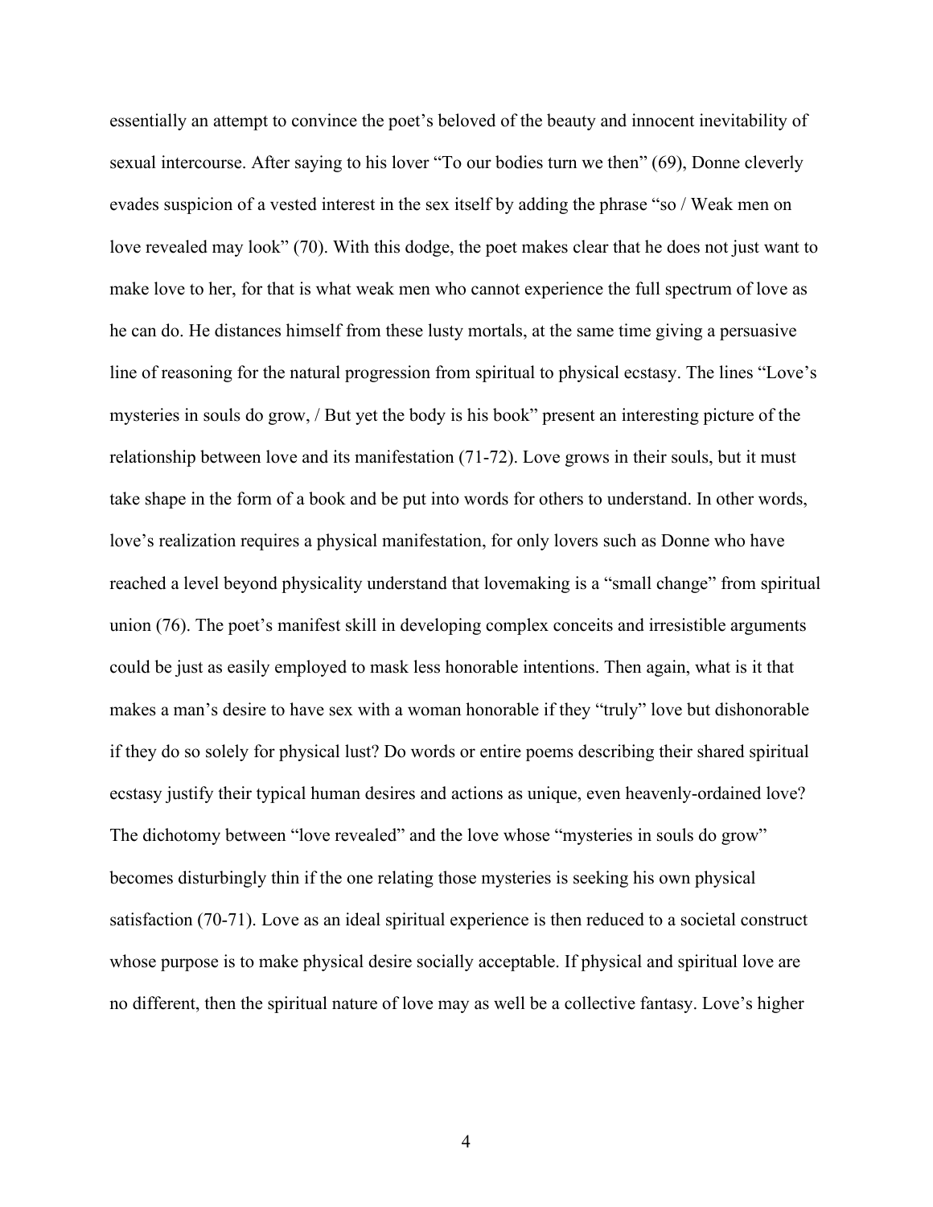essentially an attempt to convince the poet's beloved of the beauty and innocent inevitability of sexual intercourse. After saying to his lover "To our bodies turn we then" (69), Donne cleverly evades suspicion of a vested interest in the sex itself by adding the phrase "so / Weak men on love revealed may look" (70). With this dodge, the poet makes clear that he does not just want to make love to her, for that is what weak men who cannot experience the full spectrum of love as he can do. He distances himself from these lusty mortals, at the same time giving a persuasive line of reasoning for the natural progression from spiritual to physical ecstasy. The lines "Love's mysteries in souls do grow, / But yet the body is his book" present an interesting picture of the relationship between love and its manifestation (71-72). Love grows in their souls, but it must take shape in the form of a book and be put into words for others to understand. In other words, love's realization requires a physical manifestation, for only lovers such as Donne who have reached a level beyond physicality understand that lovemaking is a "small change" from spiritual union (76). The poet's manifest skill in developing complex conceits and irresistible arguments could be just as easily employed to mask less honorable intentions. Then again, what is it that makes a man's desire to have sex with a woman honorable if they "truly" love but dishonorable if they do so solely for physical lust? Do words or entire poems describing their shared spiritual ecstasy justify their typical human desires and actions as unique, even heavenly-ordained love? The dichotomy between "love revealed" and the love whose "mysteries in souls do grow" becomes disturbingly thin if the one relating those mysteries is seeking his own physical satisfaction (70-71). Love as an ideal spiritual experience is then reduced to a societal construct whose purpose is to make physical desire socially acceptable. If physical and spiritual love are no different, then the spiritual nature of love may as well be a collective fantasy. Love's higher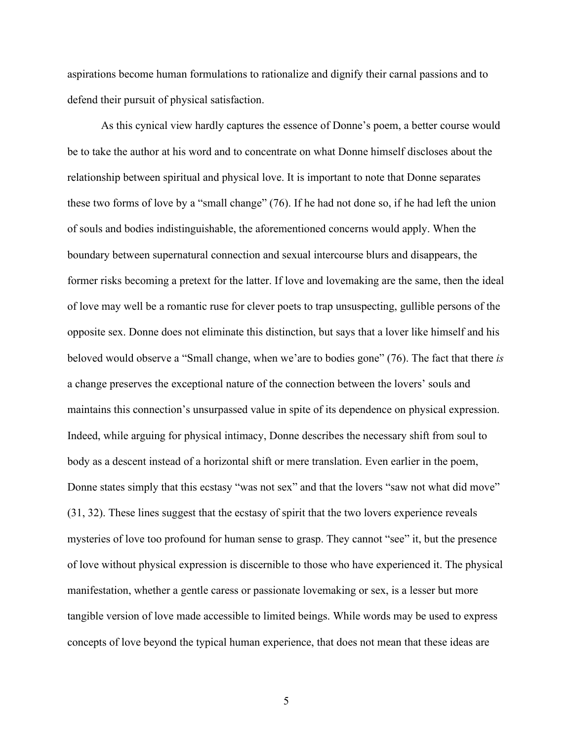aspirations become human formulations to rationalize and dignify their carnal passions and to defend their pursuit of physical satisfaction.

As this cynical view hardly captures the essence of Donne's poem, a better course would be to take the author at his word and to concentrate on what Donne himself discloses about the relationship between spiritual and physical love. It is important to note that Donne separates these two forms of love by a "small change" (76). If he had not done so, if he had left the union of souls and bodies indistinguishable, the aforementioned concerns would apply. When the boundary between supernatural connection and sexual intercourse blurs and disappears, the former risks becoming a pretext for the latter. If love and lovemaking are the same, then the ideal of love may well be a romantic ruse for clever poets to trap unsuspecting, gullible persons of the opposite sex. Donne does not eliminate this distinction, but says that a lover like himself and his beloved would observe a "Small change, when we'are to bodies gone" (76). The fact that there *is* a change preserves the exceptional nature of the connection between the lovers' souls and maintains this connection's unsurpassed value in spite of its dependence on physical expression. Indeed, while arguing for physical intimacy, Donne describes the necessary shift from soul to body as a descent instead of a horizontal shift or mere translation. Even earlier in the poem, Donne states simply that this ecstasy "was not sex" and that the lovers "saw not what did move" (31, 32). These lines suggest that the ecstasy of spirit that the two lovers experience reveals mysteries of love too profound for human sense to grasp. They cannot "see" it, but the presence of love without physical expression is discernible to those who have experienced it. The physical manifestation, whether a gentle caress or passionate lovemaking or sex, is a lesser but more tangible version of love made accessible to limited beings. While words may be used to express concepts of love beyond the typical human experience, that does not mean that these ideas are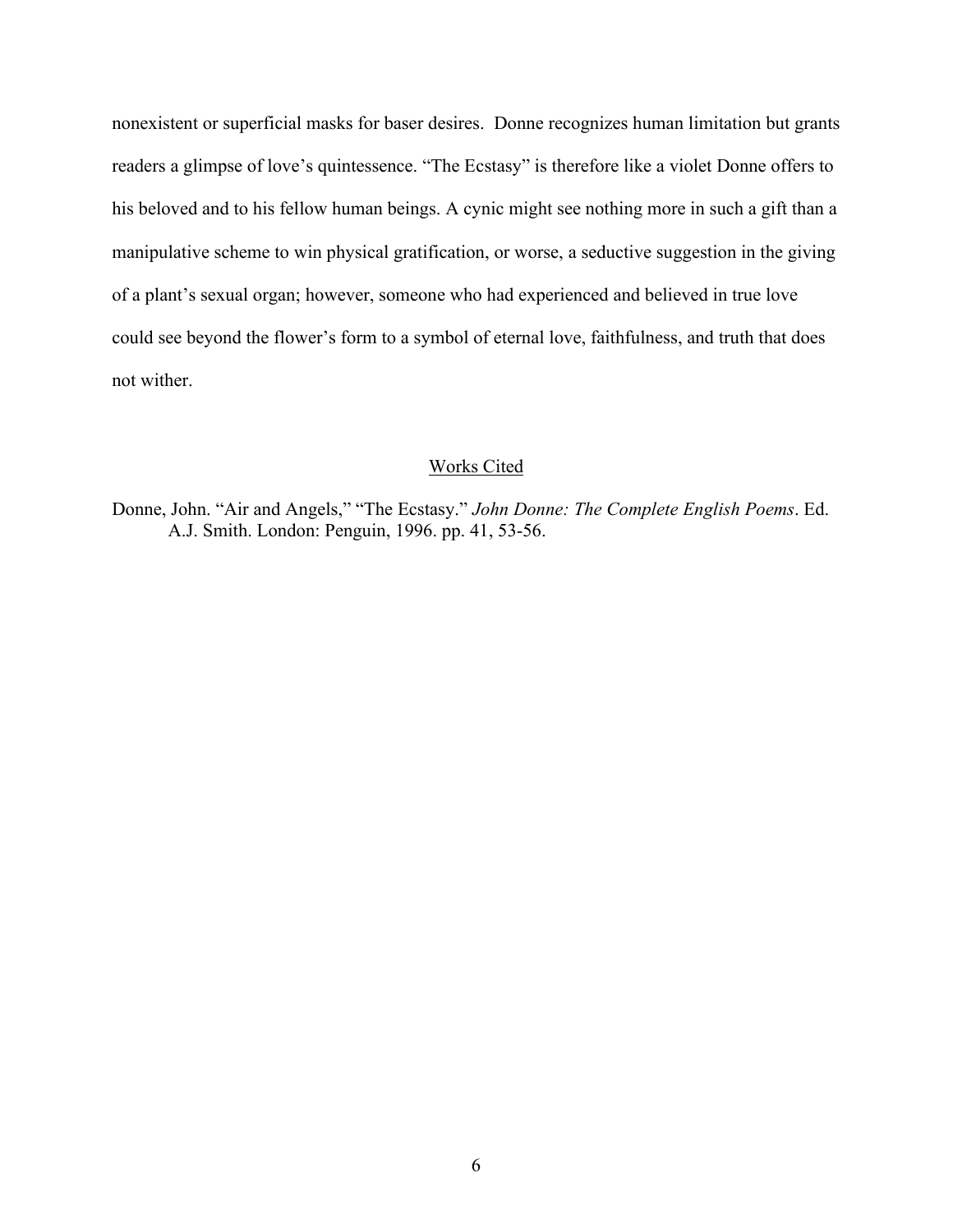nonexistent or superficial masks for baser desires. Donne recognizes human limitation but grants readers a glimpse of love's quintessence. "The Ecstasy" is therefore like a violet Donne offers to his beloved and to his fellow human beings. A cynic might see nothing more in such a gift than a manipulative scheme to win physical gratification, or worse, a seductive suggestion in the giving of a plant's sexual organ; however, someone who had experienced and believed in true love could see beyond the flower's form to a symbol of eternal love, faithfulness, and truth that does not wither.

## Works Cited

Donne, John. "Air and Angels," "The Ecstasy." *John Donne: The Complete English Poems*. Ed. A.J. Smith. London: Penguin, 1996. pp. 41, 53-56.